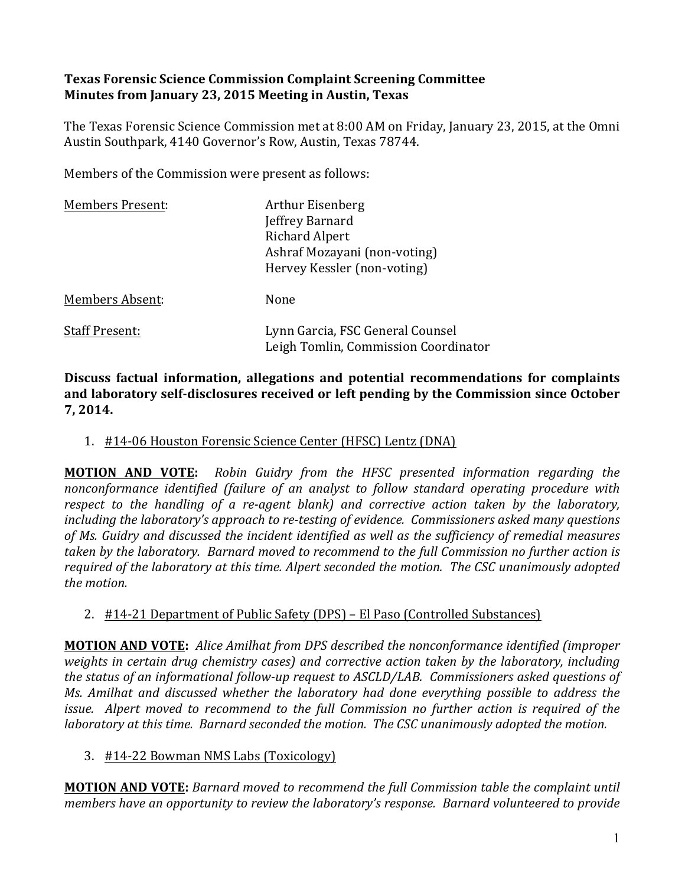**Texas Forensic Science Commission Complaint Screening Committee**
**Minutes from January 23, 2015 Meeting in Austin, Texas**

The Texas Forensic Science Commission met at 8:00 AM on Friday, January 23, 2015, at the Omni Austin Southpark, 4140 Governor's Row, Austin, Texas 78744.

Members of the Commission were present as follows:

| | |
|---|---|
| Members Present: | Arthur Eisenberg<br>Jeffrey Barnard<br>Richard Alpert<br>Ashraf Mozayani (non-voting)<br>Hervey Kessler (non-voting) |
| Members Absent: | None |
| Staff Present: | Lynn Garcia, FSC General Counsel<br>Leigh Tomlin, Commission Coordinator |

**Discuss factual information, allegations and potential recommendations for complaints and laboratory self-disclosures received or left pending by the Commission since October 7, 2014.**

1. #14-06 Houston Forensic Science Center (HFSC) Lentz (DNA)

**MOTION AND VOTE:** *Robin Guidry from the HFSC presented information regarding the nonconformance identified (failure of an analyst to follow standard operating procedure with respect to the handling of a re-agent blank) and corrective action taken by the laboratory, including the laboratory's approach to re-testing of evidence. Commissioners asked many questions of Ms. Guidry and discussed the incident identified as well as the sufficiency of remedial measures taken by the laboratory. Barnard moved to recommend to the full Commission no further action is required of the laboratory at this time. Alpert seconded the motion. The CSC unanimously adopted the motion.*

2. #14-21 Department of Public Safety (DPS) – El Paso (Controlled Substances)

**MOTION AND VOTE:** *Alice Amilhat from DPS described the nonconformance identified (improper weights in certain drug chemistry cases) and corrective action taken by the laboratory, including the status of an informational follow-up request to ASCLD/LAB. Commissioners asked questions of Ms. Amilhat and discussed whether the laboratory had done everything possible to address the issue. Alpert moved to recommend to the full Commission no further action is required of the laboratory at this time. Barnard seconded the motion. The CSC unanimously adopted the motion.*

3. #14-22 Bowman NMS Labs (Toxicology)

**MOTION AND VOTE:** *Barnard moved to recommend the full Commission table the complaint until members have an opportunity to review the laboratory's response. Barnard volunteered to provide*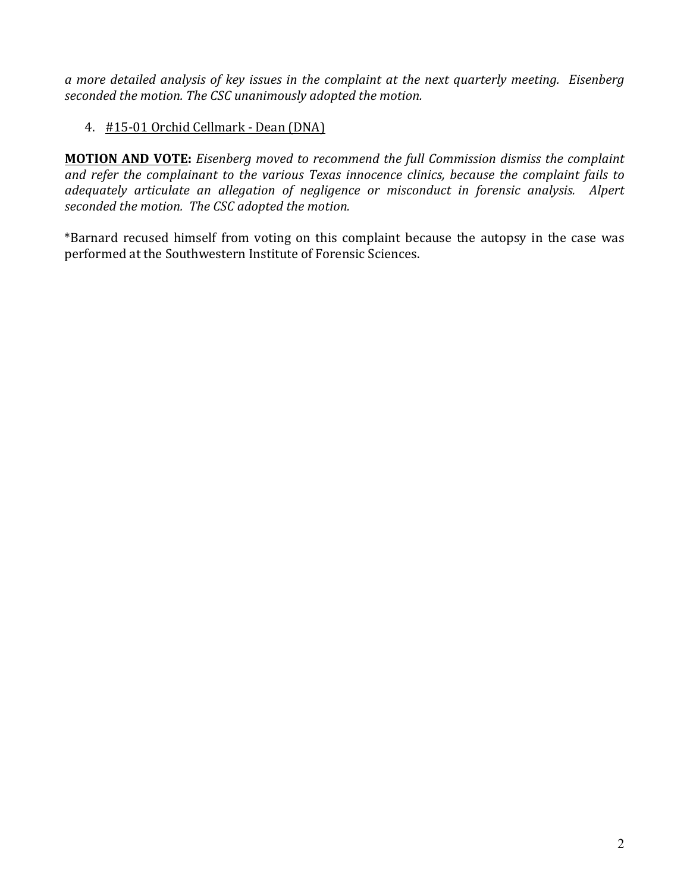*a more detailed analysis of key issues in the complaint at the next quarterly meeting. Eisenberg seconded the motion. The CSC unanimously adopted the motion.*

4. #15-01 Orchid Cellmark - Dean (DNA)

**MOTION AND VOTE:** *Eisenberg moved to recommend the full Commission dismiss the complaint and refer the complainant to the various Texas innocence clinics, because the complaint fails to adequately articulate an allegation of negligence or misconduct in forensic analysis. Alpert seconded the motion. The CSC adopted the motion.*

*Barnard recused himself from voting on this complaint because the autopsy in the case was performed at the Southwestern Institute of Forensic Sciences.